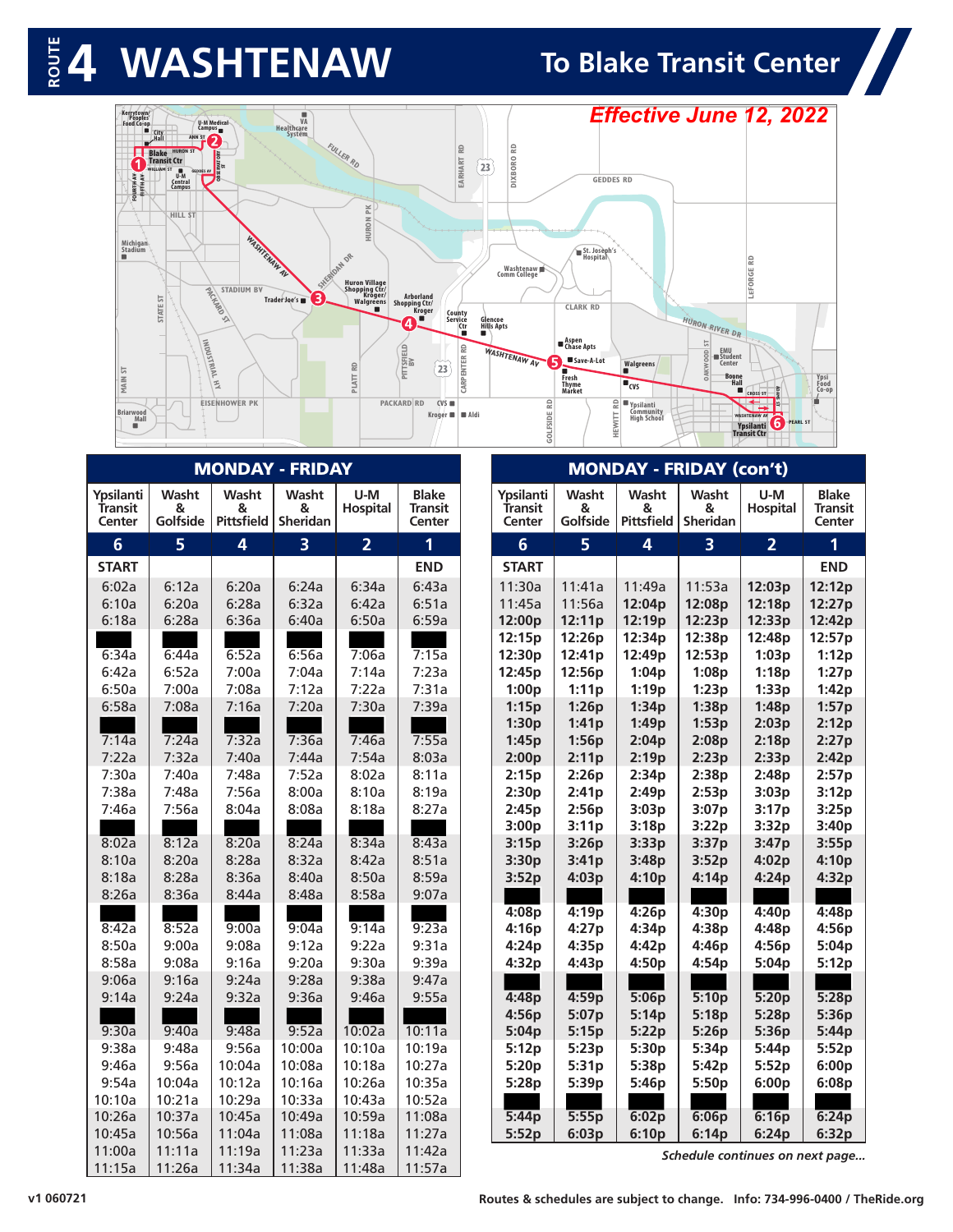# ROUTE 4 WASHTENAW

## To Blake Transit Center

*Effective June 12, 2022*

### MONDAY - FRIDAY

| Ypsilanti Transit Center | Washt & Golfside | Washt & Pittsfield | Washt & Sheridan | U-M Hospital | Blake Transit Center |
|---|---|---|---|---|---|
| 6 | 5 | 4 | 3 | 2 | 1 |
| START | | | | | END |
| 6:02a | 6:12a | 6:20a | 6:24a | 6:34a | 6:43a |
| 6:10a | 6:20a | 6:28a | 6:32a | 6:42a | 6:51a |
| 6:18a | 6:28a | 6:36a | 6:40a | 6:50a | 6:59a |
| 6:34a | 6:44a | 6:52a | 6:56a | 7:06a | 7:15a |
| 6:42a | 6:52a | 7:00a | 7:04a | 7:14a | 7:23a |
| 6:50a | 7:00a | 7:08a | 7:12a | 7:22a | 7:31a |
| 6:58a | 7:08a | 7:16a | 7:20a | 7:30a | 7:39a |
| 7:14a | 7:24a | 7:32a | 7:36a | 7:46a | 7:55a |
| 7:22a | 7:32a | 7:40a | 7:44a | 7:54a | 8:03a |
| 7:30a | 7:40a | 7:48a | 7:52a | 8:02a | 8:11a |
| 7:38a | 7:48a | 7:56a | 8:00a | 8:10a | 8:19a |
| 7:46a | 7:56a | 8:04a | 8:08a | 8:18a | 8:27a |
| 8:02a | 8:12a | 8:20a | 8:24a | 8:34a | 8:43a |
| 8:10a | 8:20a | 8:28a | 8:32a | 8:42a | 8:51a |
| 8:18a | 8:28a | 8:36a | 8:40a | 8:50a | 8:59a |
| 8:26a | 8:36a | 8:44a | 8:48a | 8:58a | 9:07a |
| 8:42a | 8:52a | 9:00a | 9:04a | 9:14a | 9:23a |
| 8:50a | 9:00a | 9:08a | 9:12a | 9:22a | 9:31a |
| 8:58a | 9:08a | 9:16a | 9:20a | 9:30a | 9:39a |
| 9:06a | 9:16a | 9:24a | 9:28a | 9:38a | 9:47a |
| 9:14a | 9:24a | 9:32a | 9:36a | 9:46a | 9:55a |
| 9:30a | 9:40a | 9:48a | 9:52a | 10:02a | 10:11a |
| 9:38a | 9:48a | 9:56a | 10:00a | 10:10a | 10:19a |
| 9:46a | 9:56a | 10:04a | 10:08a | 10:18a | 10:27a |
| 9:54a | 10:04a | 10:12a | 10:16a | 10:26a | 10:35a |
| 10:10a | 10:21a | 10:29a | 10:33a | 10:43a | 10:52a |
| 10:26a | 10:37a | 10:45a | 10:49a | 10:59a | 11:08a |
| 10:45a | 10:56a | 11:04a | 11:08a | 11:18a | 11:27a |
| 11:00a | 11:11a | 11:19a | 11:23a | 11:33a | 11:42a |
| 11:15a | 11:26a | 11:34a | 11:38a | 11:48a | 11:57a |

### MONDAY - FRIDAY (con't)

| Ypsilanti Transit Center | Washt & Golfside | Washt & Pittsfield | Washt & Sheridan | U-M Hospital | Blake Transit Center |
|---|---|---|---|---|---|
| 6 | 5 | 4 | 3 | 2 | 1 |
| START | | | | | END |
| 11:30a | 11:41a | 11:49a | 11:53a | **12:03p** | **12:12p** |
| 11:45a | 11:56a | **12:04p** | **12:08p** | **12:18p** | **12:27p** |
| **12:00p** | **12:11p** | **12:19p** | **12:23p** | **12:33p** | **12:42p** |
| **12:15p** | **12:26p** | **12:34p** | **12:38p** | **12:48p** | **12:57p** |
| **12:30p** | **12:41p** | **12:49p** | **12:53p** | **1:03p** | **1:12p** |
| **12:45p** | **12:56p** | **1:04p** | **1:08p** | **1:18p** | **1:27p** |
| **1:00p** | **1:11p** | **1:19p** | **1:23p** | **1:33p** | **1:42p** |
| **1:15p** | **1:26p** | **1:34p** | **1:38p** | **1:48p** | **1:57p** |
| **1:30p** | **1:41p** | **1:49p** | **1:53p** | **2:03p** | **2:12p** |
| **1:45p** | **1:56p** | **2:04p** | **2:08p** | **2:18p** | **2:27p** |
| **2:00p** | **2:11p** | **2:19p** | **2:23p** | **2:33p** | **2:42p** |
| **2:15p** | **2:26p** | **2:34p** | **2:38p** | **2:48p** | **2:57p** |
| **2:30p** | **2:41p** | **2:49p** | **2:53p** | **3:03p** | **3:12p** |
| **2:45p** | **2:56p** | **3:03p** | **3:07p** | **3:17p** | **3:25p** |
| **3:00p** | **3:11p** | **3:18p** | **3:22p** | **3:32p** | **3:40p** |
| **3:15p** | **3:26p** | **3:33p** | **3:37p** | **3:47p** | **3:55p** |
| **3:30p** | **3:41p** | **3:48p** | **3:52p** | **4:02p** | **4:10p** |
| **3:52p** | **4:03p** | **4:10p** | **4:14p** | **4:24p** | **4:32p** |
| **4:08p** | **4:19p** | **4:26p** | **4:30p** | **4:40p** | **4:48p** |
| **4:16p** | **4:27p** | **4:34p** | **4:38p** | **4:48p** | **4:56p** |
| **4:24p** | **4:35p** | **4:42p** | **4:46p** | **4:56p** | **5:04p** |
| **4:32p** | **4:43p** | **4:50p** | **4:54p** | **5:04p** | **5:12p** |
| **4:48p** | **4:59p** | **5:06p** | **5:10p** | **5:20p** | **5:28p** |
| **4:56p** | **5:07p** | **5:14p** | **5:18p** | **5:28p** | **5:36p** |
| **5:04p** | **5:15p** | **5:22p** | **5:26p** | **5:36p** | **5:44p** |
| **5:12p** | **5:23p** | **5:30p** | **5:34p** | **5:44p** | **5:52p** |
| **5:20p** | **5:31p** | **5:38p** | **5:42p** | **5:52p** | **6:00p** |
| **5:28p** | **5:39p** | **5:46p** | **5:50p** | **6:00p** | **6:08p** |
| **5:44p** | **5:55p** | **6:02p** | **6:06p** | **6:16p** | **6:24p** |
| **5:52p** | **6:03p** | **6:10p** | **6:14p** | **6:24p** | **6:32p** |

*Schedule continues on next page...*

v1 060721

Routes & schedules are subject to change. Info: 734-996-0400 / TheRide.org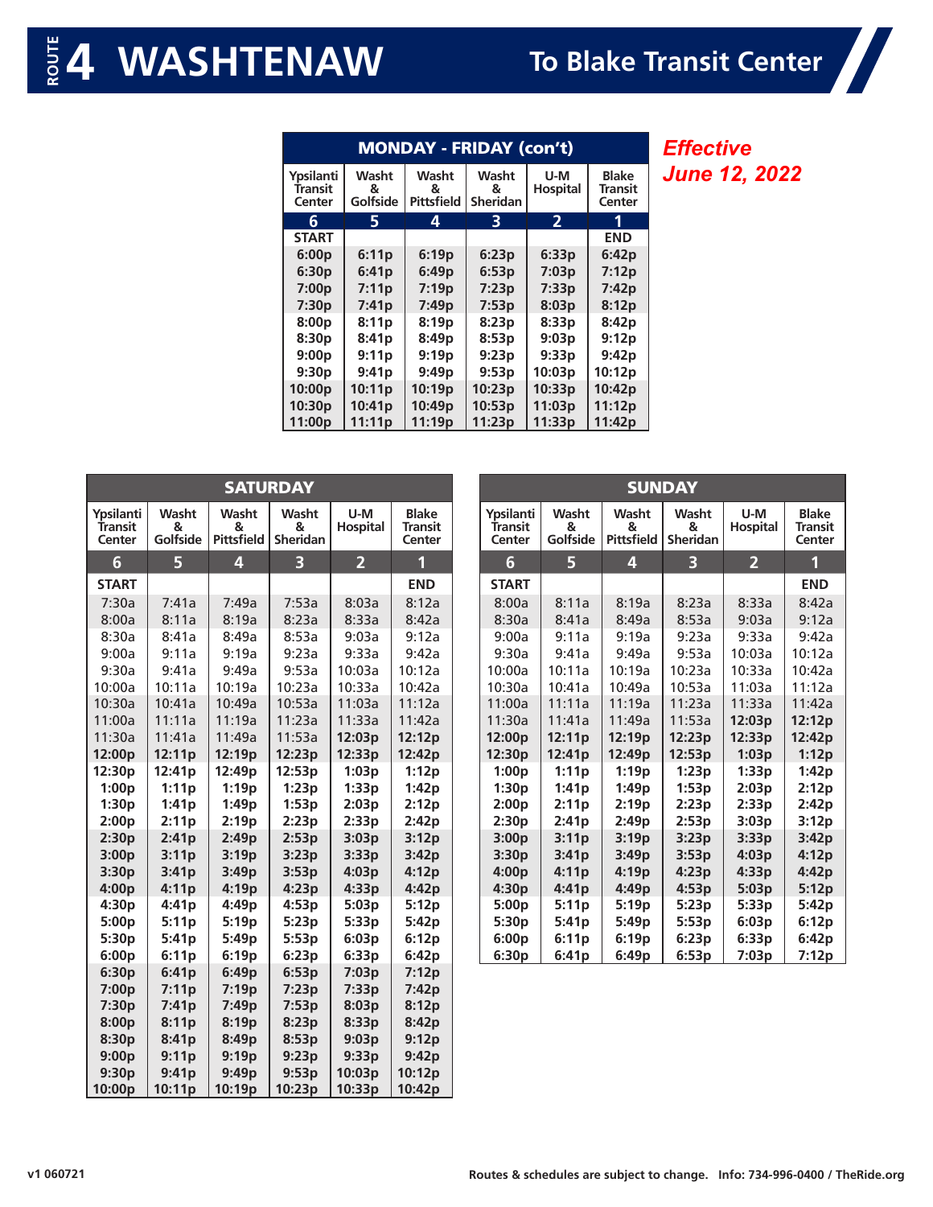# ROUTE 4 WASHTENAW

## To Blake Transit Center

*Effective June 12, 2022*

### MONDAY - FRIDAY (con't)

| Ypsilanti Transit Center | Washt & Golfside | Washt & Pittsfield | Washt & Sheridan | U-M Hospital | Blake Transit Center |
|---|---|---|---|---|---|
| 6 | 5 | 4 | 3 | 2 | 1 |
| START | | | | | END |
| 6:00p | 6:11p | 6:19p | 6:23p | 6:33p | 6:42p |
| 6:30p | 6:41p | 6:49p | 6:53p | 7:03p | 7:12p |
| 7:00p | 7:11p | 7:19p | 7:23p | 7:33p | 7:42p |
| 7:30p | 7:41p | 7:49p | 7:53p | 8:03p | 8:12p |
| 8:00p | 8:11p | 8:19p | 8:23p | 8:33p | 8:42p |
| 8:30p | 8:41p | 8:49p | 8:53p | 9:03p | 9:12p |
| 9:00p | 9:11p | 9:19p | 9:23p | 9:33p | 9:42p |
| 9:30p | 9:41p | 9:49p | 9:53p | 10:03p | 10:12p |
| 10:00p | 10:11p | 10:19p | 10:23p | 10:33p | 10:42p |
| 10:30p | 10:41p | 10:49p | 10:53p | 11:03p | 11:12p |
| 11:00p | 11:11p | 11:19p | 11:23p | 11:33p | 11:42p |

### SATURDAY

| Ypsilanti Transit Center | Washt & Golfside | Washt & Pittsfield | Washt & Sheridan | U-M Hospital | Blake Transit Center |
|---|---|---|---|---|---|
| 6 | 5 | 4 | 3 | 2 | 1 |
| START | | | | | END |
| 7:30a | 7:41a | 7:49a | 7:53a | 8:03a | 8:12a |
| 8:00a | 8:11a | 8:19a | 8:23a | 8:33a | 8:42a |
| 8:30a | 8:41a | 8:49a | 8:53a | 9:03a | 9:12a |
| 9:00a | 9:11a | 9:19a | 9:23a | 9:33a | 9:42a |
| 9:30a | 9:41a | 9:49a | 9:53a | 10:03a | 10:12a |
| 10:00a | 10:11a | 10:19a | 10:23a | 10:33a | 10:42a |
| 10:30a | 10:41a | 10:49a | 10:53a | 11:03a | 11:12a |
| 11:00a | 11:11a | 11:19a | 11:23a | 11:33a | 11:42a |
| 11:30a | 11:41a | 11:49a | 11:53a | 12:03p | 12:12p |
| 12:00p | 12:11p | 12:19p | 12:23p | 12:33p | 12:42p |
| 12:30p | 12:41p | 12:49p | 12:53p | 1:03p | 1:12p |
| 1:00p | 1:11p | 1:19p | 1:23p | 1:33p | 1:42p |
| 1:30p | 1:41p | 1:49p | 1:53p | 2:03p | 2:12p |
| 2:00p | 2:11p | 2:19p | 2:23p | 2:33p | 2:42p |
| 2:30p | 2:41p | 2:49p | 2:53p | 3:03p | 3:12p |
| 3:00p | 3:11p | 3:19p | 3:23p | 3:33p | 3:42p |
| 3:30p | 3:41p | 3:49p | 3:53p | 4:03p | 4:12p |
| 4:00p | 4:11p | 4:19p | 4:23p | 4:33p | 4:42p |
| 4:30p | 4:41p | 4:49p | 4:53p | 5:03p | 5:12p |
| 5:00p | 5:11p | 5:19p | 5:23p | 5:33p | 5:42p |
| 5:30p | 5:41p | 5:49p | 5:53p | 6:03p | 6:12p |
| 6:00p | 6:11p | 6:19p | 6:23p | 6:33p | 6:42p |
| 6:30p | 6:41p | 6:49p | 6:53p | 7:03p | 7:12p |
| 7:00p | 7:11p | 7:19p | 7:23p | 7:33p | 7:42p |
| 7:30p | 7:41p | 7:49p | 7:53p | 8:03p | 8:12p |
| 8:00p | 8:11p | 8:19p | 8:23p | 8:33p | 8:42p |
| 8:30p | 8:41p | 8:49p | 8:53p | 9:03p | 9:12p |
| 9:00p | 9:11p | 9:19p | 9:23p | 9:33p | 9:42p |
| 9:30p | 9:41p | 9:49p | 9:53p | 10:03p | 10:12p |
| 10:00p | 10:11p | 10:19p | 10:23p | 10:33p | 10:42p |

### SUNDAY

| Ypsilanti Transit Center | Washt & Golfside | Washt & Pittsfield | Washt & Sheridan | U-M Hospital | Blake Transit Center |
|---|---|---|---|---|---|
| 6 | 5 | 4 | 3 | 2 | 1 |
| START | | | | | END |
| 8:00a | 8:11a | 8:19a | 8:23a | 8:33a | 8:42a |
| 8:30a | 8:41a | 8:49a | 8:53a | 9:03a | 9:12a |
| 9:00a | 9:11a | 9:19a | 9:23a | 9:33a | 9:42a |
| 9:30a | 9:41a | 9:49a | 9:53a | 10:03a | 10:12a |
| 10:00a | 10:11a | 10:19a | 10:23a | 10:33a | 10:42a |
| 10:30a | 10:41a | 10:49a | 10:53a | 11:03a | 11:12a |
| 11:00a | 11:11a | 11:19a | 11:23a | 11:33a | 11:42a |
| 11:30a | 11:41a | 11:49a | 11:53a | 12:03p | 12:12p |
| 12:00p | 12:11p | 12:19p | 12:23p | 12:33p | 12:42p |
| 12:30p | 12:41p | 12:49p | 12:53p | 1:03p | 1:12p |
| 1:00p | 1:11p | 1:19p | 1:23p | 1:33p | 1:42p |
| 1:30p | 1:41p | 1:49p | 1:53p | 2:03p | 2:12p |
| 2:00p | 2:11p | 2:19p | 2:23p | 2:33p | 2:42p |
| 2:30p | 2:41p | 2:49p | 2:53p | 3:03p | 3:12p |
| 3:00p | 3:11p | 3:19p | 3:23p | 3:33p | 3:42p |
| 3:30p | 3:41p | 3:49p | 3:53p | 4:03p | 4:12p |
| 4:00p | 4:11p | 4:19p | 4:23p | 4:33p | 4:42p |
| 4:30p | 4:41p | 4:49p | 4:53p | 5:03p | 5:12p |
| 5:00p | 5:11p | 5:19p | 5:23p | 5:33p | 5:42p |
| 5:30p | 5:41p | 5:49p | 5:53p | 6:03p | 6:12p |
| 6:00p | 6:11p | 6:19p | 6:23p | 6:33p | 6:42p |
| 6:30p | 6:41p | 6:49p | 6:53p | 7:03p | 7:12p |

v1 060721

Routes & schedules are subject to change. Info: 734-996-0400 / TheRide.org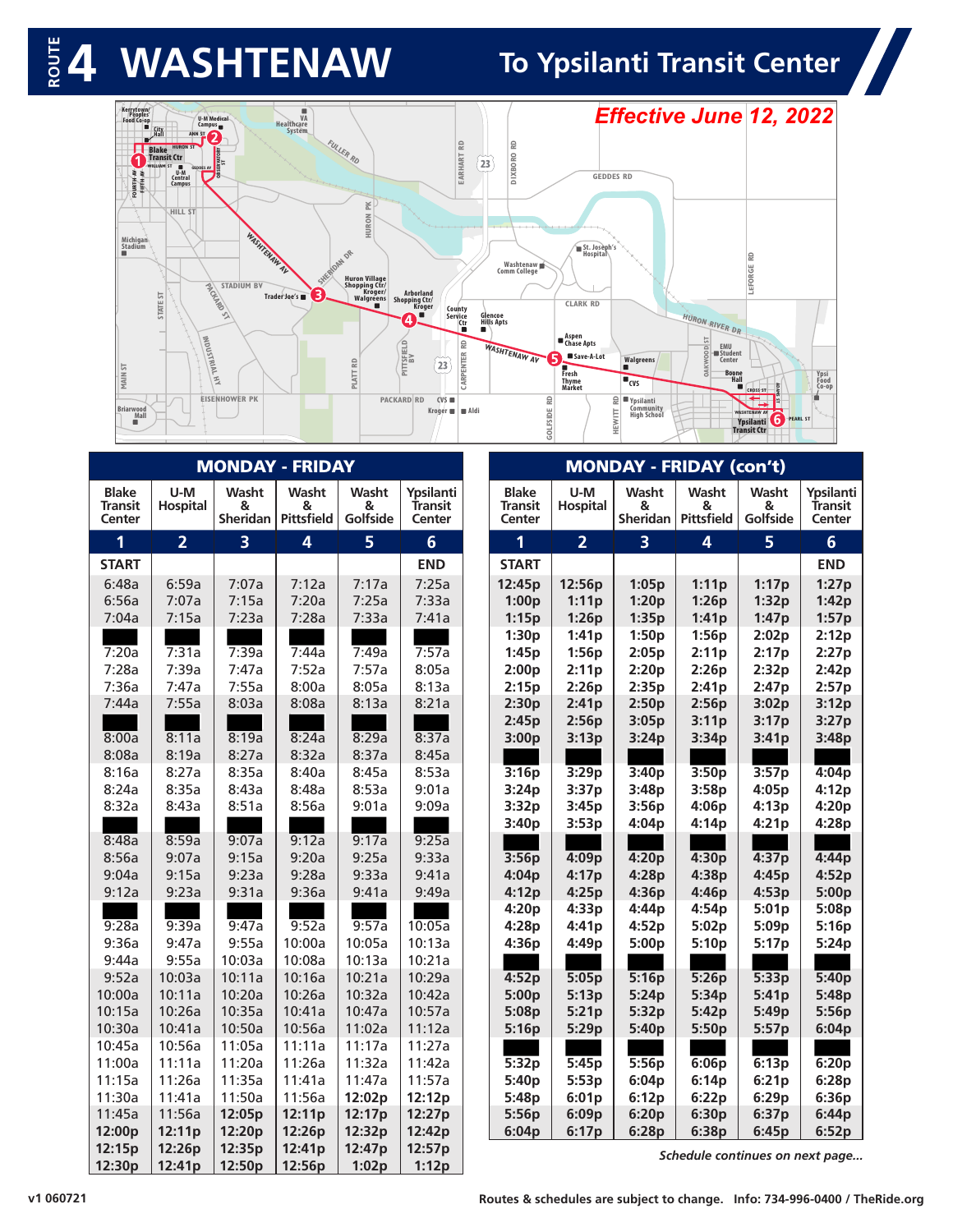# ROUTE 4 WASHTENAW

## To Ypsilanti Transit Center

*Effective June 12, 2022*

Map stops: 1 Blake Transit Ctr, 2 U-M Medical Campus, 3 Washtenaw & Sheridan (Trader Joe's), 4 Washtenaw & Pittsfield (Arborland Shopping Ctr/Kroger), 5 Washtenaw & Golfside, 6 Ypsilanti Transit Ctr

### MONDAY - FRIDAY

| Blake Transit Center | U-M Hospital | Washt & Sheridan | Washt & Pittsfield | Washt & Golfside | Ypsilanti Transit Center |
|---|---|---|---|---|---|
| 1 | 2 | 3 | 4 | 5 | 6 |
| START | | | | | END |
| 6:48a | 6:59a | 7:07a | 7:12a | 7:17a | 7:25a |
| 6:56a | 7:07a | 7:15a | 7:20a | 7:25a | 7:33a |
| 7:04a | 7:15a | 7:23a | 7:28a | 7:33a | 7:41a |
| 7:20a | 7:31a | 7:39a | 7:44a | 7:49a | 7:57a |
| 7:28a | 7:39a | 7:47a | 7:52a | 7:57a | 8:05a |
| 7:36a | 7:47a | 7:55a | 8:00a | 8:05a | 8:13a |
| 7:44a | 7:55a | 8:03a | 8:08a | 8:13a | 8:21a |
| 8:00a | 8:11a | 8:19a | 8:24a | 8:29a | 8:37a |
| 8:08a | 8:19a | 8:27a | 8:32a | 8:37a | 8:45a |
| 8:16a | 8:27a | 8:35a | 8:40a | 8:45a | 8:53a |
| 8:24a | 8:35a | 8:43a | 8:48a | 8:53a | 9:01a |
| 8:32a | 8:43a | 8:51a | 8:56a | 9:01a | 9:09a |
| 8:48a | 8:59a | 9:07a | 9:12a | 9:17a | 9:25a |
| 8:56a | 9:07a | 9:15a | 9:20a | 9:25a | 9:33a |
| 9:04a | 9:15a | 9:23a | 9:28a | 9:33a | 9:41a |
| 9:12a | 9:23a | 9:31a | 9:36a | 9:41a | 9:49a |
| 9:28a | 9:39a | 9:47a | 9:52a | 9:57a | 10:05a |
| 9:36a | 9:47a | 9:55a | 10:00a | 10:05a | 10:13a |
| 9:44a | 9:55a | 10:03a | 10:08a | 10:13a | 10:21a |
| 9:52a | 10:03a | 10:11a | 10:16a | 10:21a | 10:29a |
| 10:00a | 10:11a | 10:20a | 10:26a | 10:32a | 10:42a |
| 10:15a | 10:26a | 10:35a | 10:41a | 10:47a | 10:57a |
| 10:30a | 10:41a | 10:50a | 10:56a | 11:02a | 11:12a |
| 10:45a | 10:56a | 11:05a | 11:11a | 11:17a | 11:27a |
| 11:00a | 11:11a | 11:20a | 11:26a | 11:32a | 11:42a |
| 11:15a | 11:26a | 11:35a | 11:41a | 11:47a | 11:57a |
| 11:30a | 11:41a | 11:50a | 11:56a | **12:02p** | **12:12p** |
| 11:45a | 11:56a | **12:05p** | **12:11p** | **12:17p** | **12:27p** |
| **12:00p** | **12:11p** | **12:20p** | **12:26p** | **12:32p** | **12:42p** |
| **12:15p** | **12:26p** | **12:35p** | **12:41p** | **12:47p** | **12:57p** |
| **12:30p** | **12:41p** | **12:50p** | **12:56p** | **1:02p** | **1:12p** |

### MONDAY - FRIDAY (con't)

| Blake Transit Center | U-M Hospital | Washt & Sheridan | Washt & Pittsfield | Washt & Golfside | Ypsilanti Transit Center |
|---|---|---|---|---|---|
| 1 | 2 | 3 | 4 | 5 | 6 |
| START | | | | | END |
| **12:45p** | **12:56p** | **1:05p** | **1:11p** | **1:17p** | **1:27p** |
| **1:00p** | **1:11p** | **1:20p** | **1:26p** | **1:32p** | **1:42p** |
| **1:15p** | **1:26p** | **1:35p** | **1:41p** | **1:47p** | **1:57p** |
| **1:30p** | **1:41p** | **1:50p** | **1:56p** | **2:02p** | **2:12p** |
| **1:45p** | **1:56p** | **2:05p** | **2:11p** | **2:17p** | **2:27p** |
| **2:00p** | **2:11p** | **2:20p** | **2:26p** | **2:32p** | **2:42p** |
| **2:15p** | **2:26p** | **2:35p** | **2:41p** | **2:47p** | **2:57p** |
| **2:30p** | **2:41p** | **2:50p** | **2:56p** | **3:02p** | **3:12p** |
| **2:45p** | **2:56p** | **3:05p** | **3:11p** | **3:17p** | **3:27p** |
| **3:00p** | **3:13p** | **3:24p** | **3:34p** | **3:41p** | **3:48p** |
| **3:16p** | **3:29p** | **3:40p** | **3:50p** | **3:57p** | **4:04p** |
| **3:24p** | **3:37p** | **3:48p** | **3:58p** | **4:05p** | **4:12p** |
| **3:32p** | **3:45p** | **3:56p** | **4:06p** | **4:13p** | **4:20p** |
| **3:40p** | **3:53p** | **4:04p** | **4:14p** | **4:21p** | **4:28p** |
| **3:56p** | **4:09p** | **4:20p** | **4:30p** | **4:37p** | **4:44p** |
| **4:04p** | **4:17p** | **4:28p** | **4:38p** | **4:45p** | **4:52p** |
| **4:12p** | **4:25p** | **4:36p** | **4:46p** | **4:53p** | **5:00p** |
| **4:20p** | **4:33p** | **4:44p** | **4:54p** | **5:01p** | **5:08p** |
| **4:28p** | **4:41p** | **4:52p** | **5:02p** | **5:09p** | **5:16p** |
| **4:36p** | **4:49p** | **5:00p** | **5:10p** | **5:17p** | **5:24p** |
| **4:52p** | **5:05p** | **5:16p** | **5:26p** | **5:33p** | **5:40p** |
| **5:00p** | **5:13p** | **5:24p** | **5:34p** | **5:41p** | **5:48p** |
| **5:08p** | **5:21p** | **5:32p** | **5:42p** | **5:49p** | **5:56p** |
| **5:16p** | **5:29p** | **5:40p** | **5:50p** | **5:57p** | **6:04p** |
| **5:32p** | **5:45p** | **5:56p** | **6:06p** | **6:13p** | **6:20p** |
| **5:40p** | **5:53p** | **6:04p** | **6:14p** | **6:21p** | **6:28p** |
| **5:48p** | **6:01p** | **6:12p** | **6:22p** | **6:29p** | **6:36p** |
| **5:56p** | **6:09p** | **6:20p** | **6:30p** | **6:37p** | **6:44p** |
| **6:04p** | **6:17p** | **6:28p** | **6:38p** | **6:45p** | **6:52p** |

*Schedule continues on next page...*

v1 060721

Routes & schedules are subject to change. Info: 734-996-0400 / TheRide.org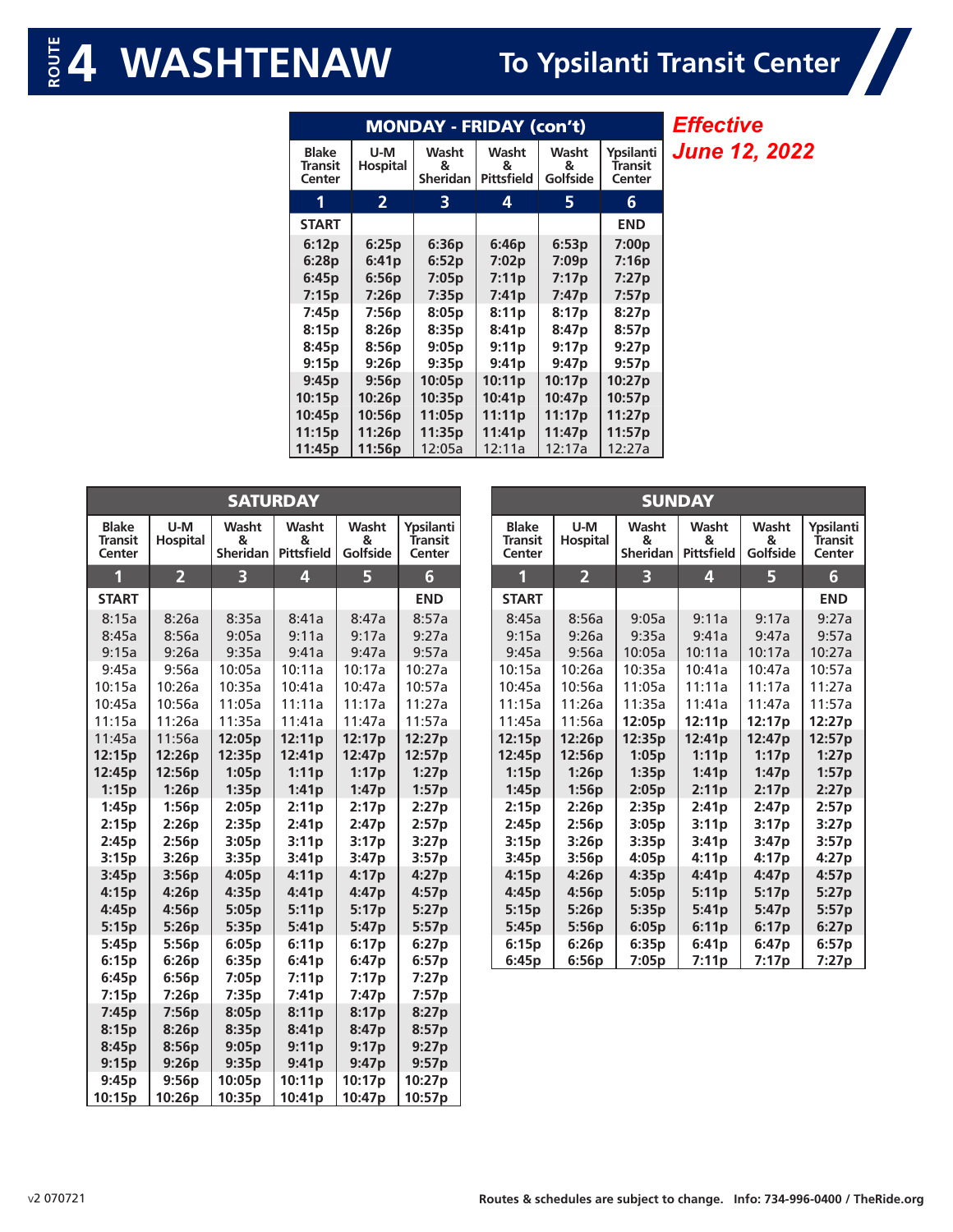# ROUTE 4 WASHTENAW

## To Ypsilanti Transit Center

*Effective June 12, 2022*

### MONDAY - FRIDAY (con't)

| Blake Transit Center | U-M Hospital | Washt & Sheridan | Washt & Pittsfield | Washt & Golfside | Ypsilanti Transit Center |
|---|---|---|---|---|---|
| 1 | 2 | 3 | 4 | 5 | 6 |
| START | | | | | END |
| 6:12p | 6:25p | 6:36p | 6:46p | 6:53p | 7:00p |
| 6:28p | 6:41p | 6:52p | 7:02p | 7:09p | 7:16p |
| 6:45p | 6:56p | 7:05p | 7:11p | 7:17p | 7:27p |
| 7:15p | 7:26p | 7:35p | 7:41p | 7:47p | 7:57p |
| 7:45p | 7:56p | 8:05p | 8:11p | 8:17p | 8:27p |
| 8:15p | 8:26p | 8:35p | 8:41p | 8:47p | 8:57p |
| 8:45p | 8:56p | 9:05p | 9:11p | 9:17p | 9:27p |
| 9:15p | 9:26p | 9:35p | 9:41p | 9:47p | 9:57p |
| 9:45p | 9:56p | 10:05p | 10:11p | 10:17p | 10:27p |
| 10:15p | 10:26p | 10:35p | 10:41p | 10:47p | 10:57p |
| 10:45p | 10:56p | 11:05p | 11:11p | 11:17p | 11:27p |
| 11:15p | 11:26p | 11:35p | 11:41p | 11:47p | 11:57p |
| 11:45p | 11:56p | 12:05a | 12:11a | 12:17a | 12:27a |

### SATURDAY

| Blake Transit Center | U-M Hospital | Washt & Sheridan | Washt & Pittsfield | Washt & Golfside | Ypsilanti Transit Center |
|---|---|---|---|---|---|
| 1 | 2 | 3 | 4 | 5 | 6 |
| START | | | | | END |
| 8:15a | 8:26a | 8:35a | 8:41a | 8:47a | 8:57a |
| 8:45a | 8:56a | 9:05a | 9:11a | 9:17a | 9:27a |
| 9:15a | 9:26a | 9:35a | 9:41a | 9:47a | 9:57a |
| 9:45a | 9:56a | 10:05a | 10:11a | 10:17a | 10:27a |
| 10:15a | 10:26a | 10:35a | 10:41a | 10:47a | 10:57a |
| 10:45a | 10:56a | 11:05a | 11:11a | 11:17a | 11:27a |
| 11:15a | 11:26a | 11:35a | 11:41a | 11:47a | 11:57a |
| 11:45a | 11:56a | 12:05p | 12:11p | 12:17p | 12:27p |
| 12:15p | 12:26p | 12:35p | 12:41p | 12:47p | 12:57p |
| 12:45p | 12:56p | 1:05p | 1:11p | 1:17p | 1:27p |
| 1:15p | 1:26p | 1:35p | 1:41p | 1:47p | 1:57p |
| 1:45p | 1:56p | 2:05p | 2:11p | 2:17p | 2:27p |
| 2:15p | 2:26p | 2:35p | 2:41p | 2:47p | 2:57p |
| 2:45p | 2:56p | 3:05p | 3:11p | 3:17p | 3:27p |
| 3:15p | 3:26p | 3:35p | 3:41p | 3:47p | 3:57p |
| 3:45p | 3:56p | 4:05p | 4:11p | 4:17p | 4:27p |
| 4:15p | 4:26p | 4:35p | 4:41p | 4:47p | 4:57p |
| 4:45p | 4:56p | 5:05p | 5:11p | 5:17p | 5:27p |
| 5:15p | 5:26p | 5:35p | 5:41p | 5:47p | 5:57p |
| 5:45p | 5:56p | 6:05p | 6:11p | 6:17p | 6:27p |
| 6:15p | 6:26p | 6:35p | 6:41p | 6:47p | 6:57p |
| 6:45p | 6:56p | 7:05p | 7:11p | 7:17p | 7:27p |
| 7:15p | 7:26p | 7:35p | 7:41p | 7:47p | 7:57p |
| 7:45p | 7:56p | 8:05p | 8:11p | 8:17p | 8:27p |
| 8:15p | 8:26p | 8:35p | 8:41p | 8:47p | 8:57p |
| 8:45p | 8:56p | 9:05p | 9:11p | 9:17p | 9:27p |
| 9:15p | 9:26p | 9:35p | 9:41p | 9:47p | 9:57p |
| 9:45p | 9:56p | 10:05p | 10:11p | 10:17p | 10:27p |
| 10:15p | 10:26p | 10:35p | 10:41p | 10:47p | 10:57p |

### SUNDAY

| Blake Transit Center | U-M Hospital | Washt & Sheridan | Washt & Pittsfield | Washt & Golfside | Ypsilanti Transit Center |
|---|---|---|---|---|---|
| 1 | 2 | 3 | 4 | 5 | 6 |
| START | | | | | END |
| 8:45a | 8:56a | 9:05a | 9:11a | 9:17a | 9:27a |
| 9:15a | 9:26a | 9:35a | 9:41a | 9:47a | 9:57a |
| 9:45a | 9:56a | 10:05a | 10:11a | 10:17a | 10:27a |
| 10:15a | 10:26a | 10:35a | 10:41a | 10:47a | 10:57a |
| 10:45a | 10:56a | 11:05a | 11:11a | 11:17a | 11:27a |
| 11:15a | 11:26a | 11:35a | 11:41a | 11:47a | 11:57a |
| 11:45a | 11:56a | 12:05p | 12:11p | 12:17p | 12:27p |
| 12:15p | 12:26p | 12:35p | 12:41p | 12:47p | 12:57p |
| 12:45p | 12:56p | 1:05p | 1:11p | 1:17p | 1:27p |
| 1:15p | 1:26p | 1:35p | 1:41p | 1:47p | 1:57p |
| 1:45p | 1:56p | 2:05p | 2:11p | 2:17p | 2:27p |
| 2:15p | 2:26p | 2:35p | 2:41p | 2:47p | 2:57p |
| 2:45p | 2:56p | 3:05p | 3:11p | 3:17p | 3:27p |
| 3:15p | 3:26p | 3:35p | 3:41p | 3:47p | 3:57p |
| 3:45p | 3:56p | 4:05p | 4:11p | 4:17p | 4:27p |
| 4:15p | 4:26p | 4:35p | 4:41p | 4:47p | 4:57p |
| 4:45p | 4:56p | 5:05p | 5:11p | 5:17p | 5:27p |
| 5:15p | 5:26p | 5:35p | 5:41p | 5:47p | 5:57p |
| 5:45p | 5:56p | 6:05p | 6:11p | 6:17p | 6:27p |
| 6:15p | 6:26p | 6:35p | 6:41p | 6:47p | 6:57p |
| 6:45p | 6:56p | 7:05p | 7:11p | 7:17p | 7:27p |

v2 070721

**Routes & schedules are subject to change. Info: 734-996-0400 / TheRide.org**